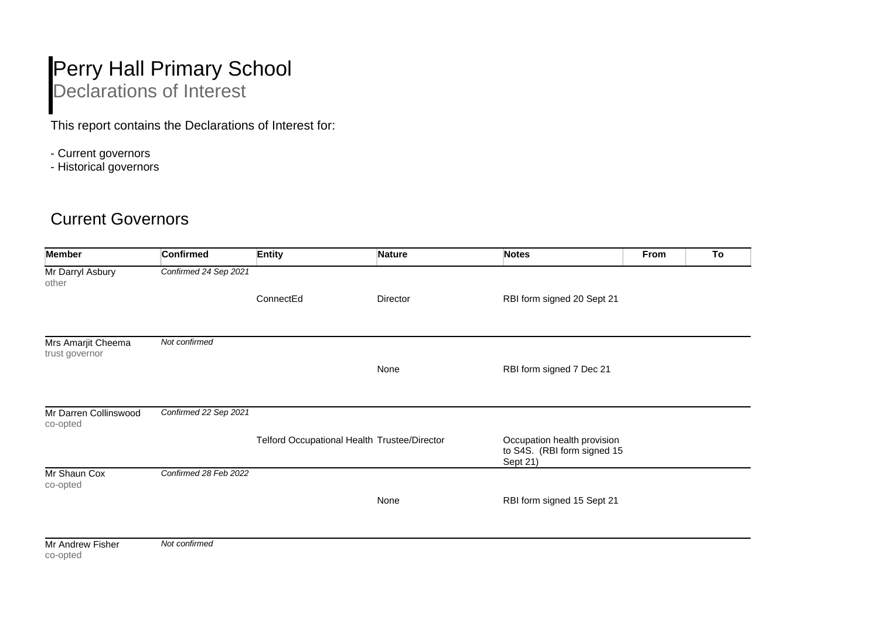# Perry Hall Primary School

## Declarations of Interest

This report contains the Declarations of Interest for:

- Current governors
- Historical governors

## Current Governors

| Member | Confirmed | Entity | Nature | Notes | From | To |
|---|---|---|---|---|---|---|
| Mr Darryl Asbury<br>other | *Confirmed 24 Sep 2021* | | | | | |
| | | ConnectEd | Director | RBI form signed 20 Sept 21 | | |
| Mrs Amarjit Cheema<br>trust governor | *Not confirmed* | | | | | |
| | | | None | RBI form signed 7 Dec 21 | | |
| Mr Darren Collinswood<br>co-opted | *Confirmed 22 Sep 2021* | | | | | |
| | | Telford Occupational Health | Trustee/Director | Occupation health provision to S4S. (RBI form signed 15 Sept 21) | | |
| Mr Shaun Cox<br>co-opted | *Confirmed 28 Feb 2022* | | | | | |
| | | | None | RBI form signed 15 Sept 21 | | |
| Mr Andrew Fisher<br>co-opted | *Not confirmed* | | | | | |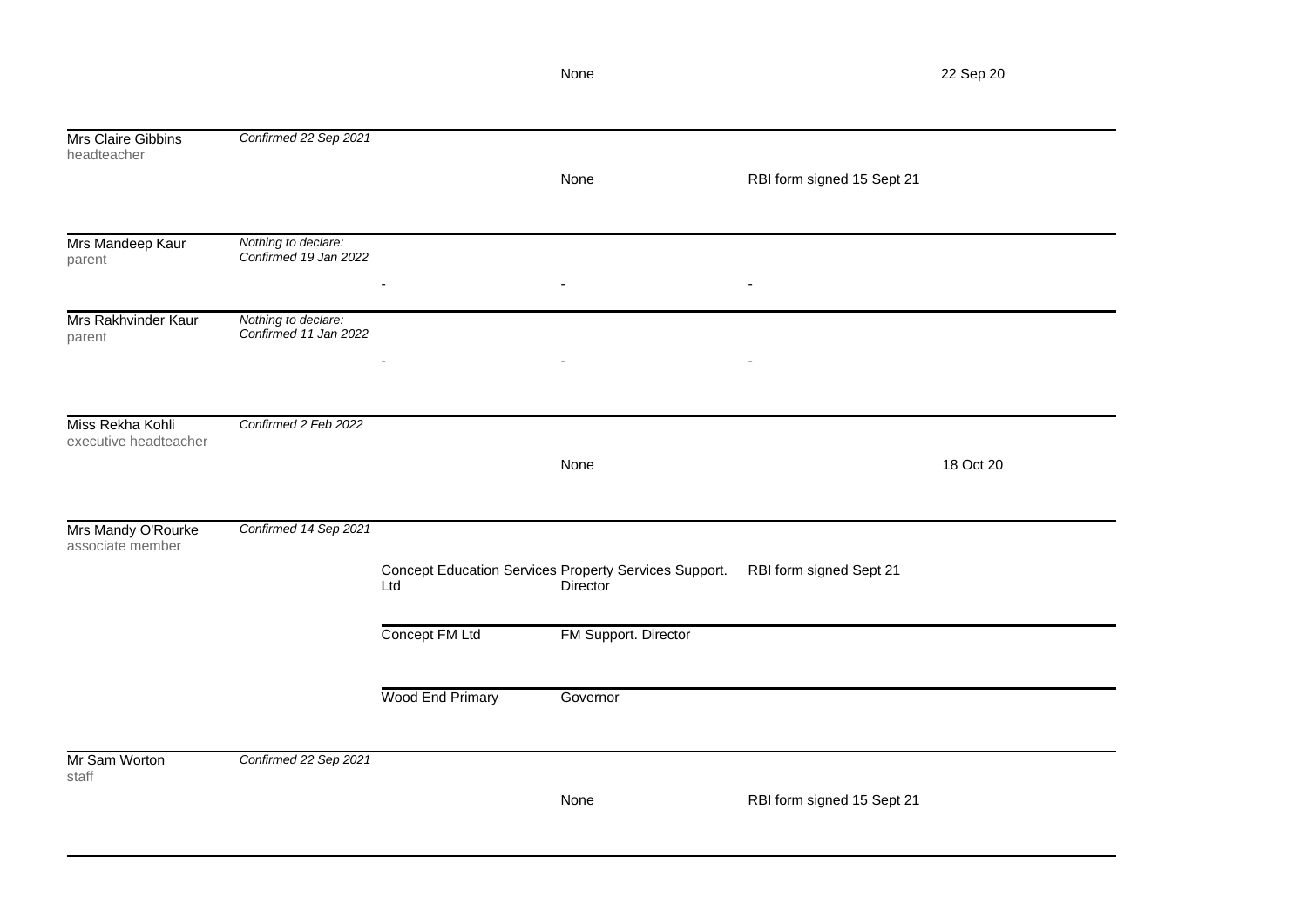| | | | | | |
|---|---|---|---|---|---|
| | | | None | | 22 Sep 20 |
| Mrs Claire Gibbins<br>headteacher | *Confirmed 22 Sep 2021* | | None | RBI form signed 15 Sept 21 | |
| Mrs Mandeep Kaur<br>parent | *Nothing to declare: Confirmed 19 Jan 2022* | - | - | - | |
| Mrs Rakhvinder Kaur<br>parent | *Nothing to declare: Confirmed 11 Jan 2022* | - | - | - | |
| Miss Rekha Kohli<br>executive headteacher | *Confirmed 2 Feb 2022* | | None | | 18 Oct 20 |
| Mrs Mandy O'Rourke<br>associate member | *Confirmed 14 Sep 2021* | Concept Education Services Ltd | Property Services Support. Director | RBI form signed Sept 21 | |
| | | Concept FM Ltd | FM Support. Director | | |
| | | Wood End Primary | Governor | | |
| Mr Sam Worton<br>staff | *Confirmed 22 Sep 2021* | | None | RBI form signed 15 Sept 21 | |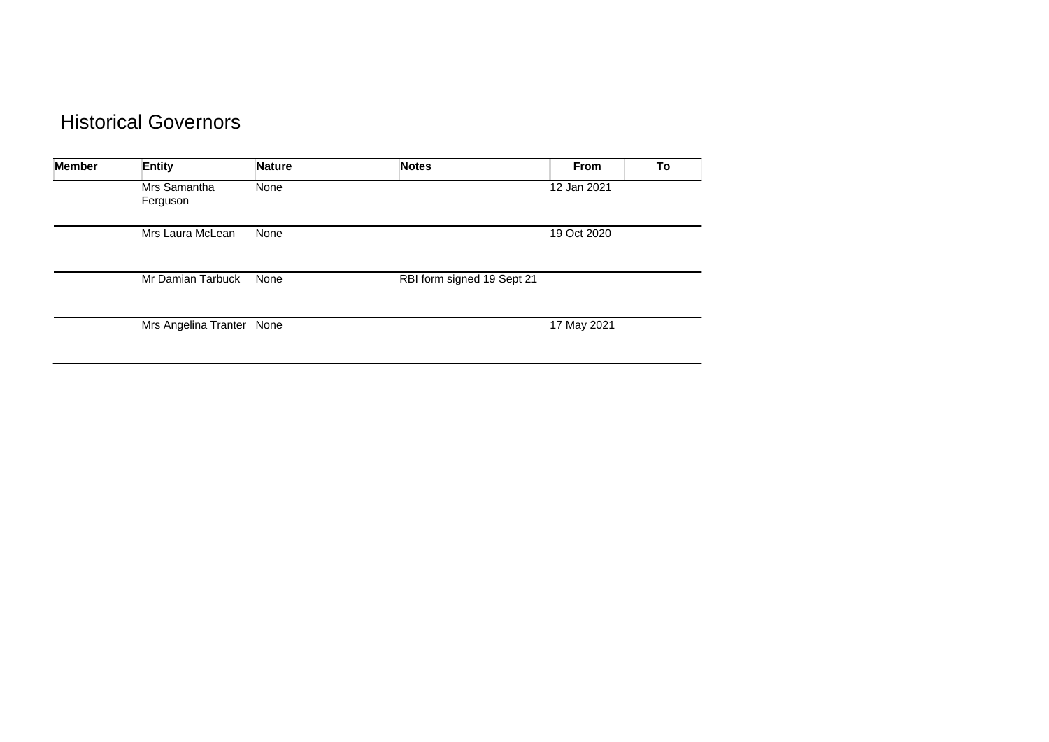# Historical Governors

| Member | Entity | Nature | Notes | From | To |
|---|---|---|---|---|---|
| | Mrs Samantha Ferguson | None | | 12 Jan 2021 | |
| | Mrs Laura McLean | None | | 19 Oct 2020 | |
| | Mr Damian Tarbuck | None | RBI form signed 19 Sept 21 | | |
| | Mrs Angelina Tranter | None | | 17 May 2021 | |